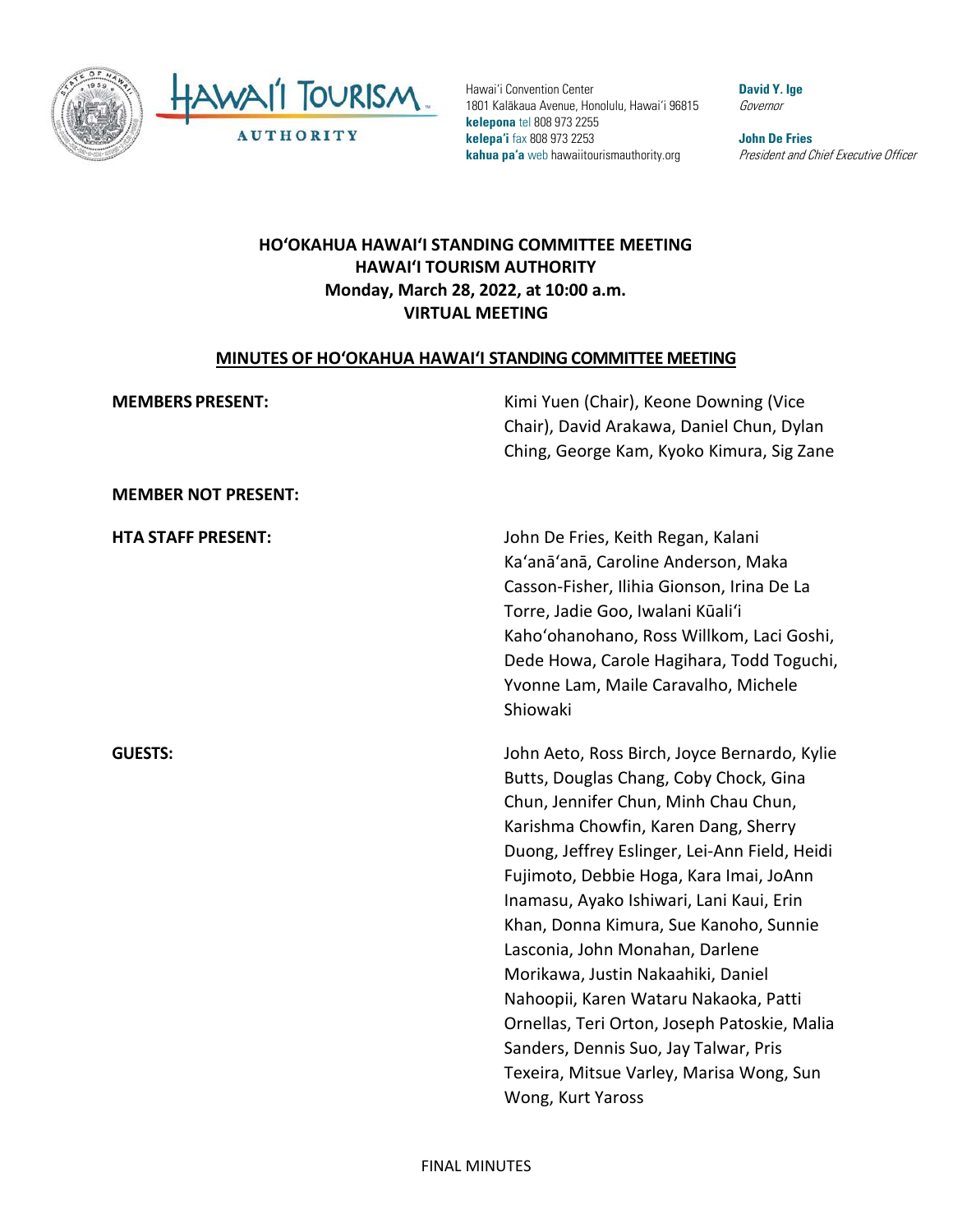Hawaiʻi Convention Center
1801 Kalākaua Avenue, Honolulu, Hawaiʻi 96815
**kelepona** tel 808 973 2255
**kelepaʻi** fax 808 973 2253
**kahua paʻa** web hawaiitourismauthority.org

**David Y. Ige**
*Governor*

**John De Fries**
*President and Chief Executive Officer*

# HOʻOKAHUA HAWAIʻI STANDING COMMITTEE MEETING
# HAWAIʻI TOURISM AUTHORITY
# Monday, March 28, 2022, at 10:00 a.m.
# VIRTUAL MEETING

## MINUTES OF HOʻOKAHUA HAWAIʻI STANDING COMMITTEE MEETING

**MEMBERS PRESENT:** Kimi Yuen (Chair), Keone Downing (Vice Chair), David Arakawa, Daniel Chun, Dylan Ching, George Kam, Kyoko Kimura, Sig Zane

**MEMBER NOT PRESENT:**

**HTA STAFF PRESENT:** John De Fries, Keith Regan, Kalani Kaʻanāʻanā, Caroline Anderson, Maka Casson-Fisher, Ilihia Gionson, Irina De La Torre, Jadie Goo, Iwalani Kūaliʻi Kahoʻohanohano, Ross Willkom, Laci Goshi, Dede Howa, Carole Hagihara, Todd Toguchi, Yvonne Lam, Maile Caravalho, Michele Shiowaki

**GUESTS:** John Aeto, Ross Birch, Joyce Bernardo, Kylie Butts, Douglas Chang, Coby Chock, Gina Chun, Jennifer Chun, Minh Chau Chun, Karishma Chowfin, Karen Dang, Sherry Duong, Jeffrey Eslinger, Lei-Ann Field, Heidi Fujimoto, Debbie Hoga, Kara Imai, JoAnn Inamasu, Ayako Ishiwari, Lani Kaui, Erin Khan, Donna Kimura, Sue Kanoho, Sunnie Lasconia, John Monahan, Darlene Morikawa, Justin Nakaahiki, Daniel Nahoopii, Karen Wataru Nakaoka, Patti Ornellas, Teri Orton, Joseph Patoskie, Malia Sanders, Dennis Suo, Jay Talwar, Pris Texeira, Mitsue Varley, Marisa Wong, Sun Wong, Kurt Yaross

FINAL MINUTES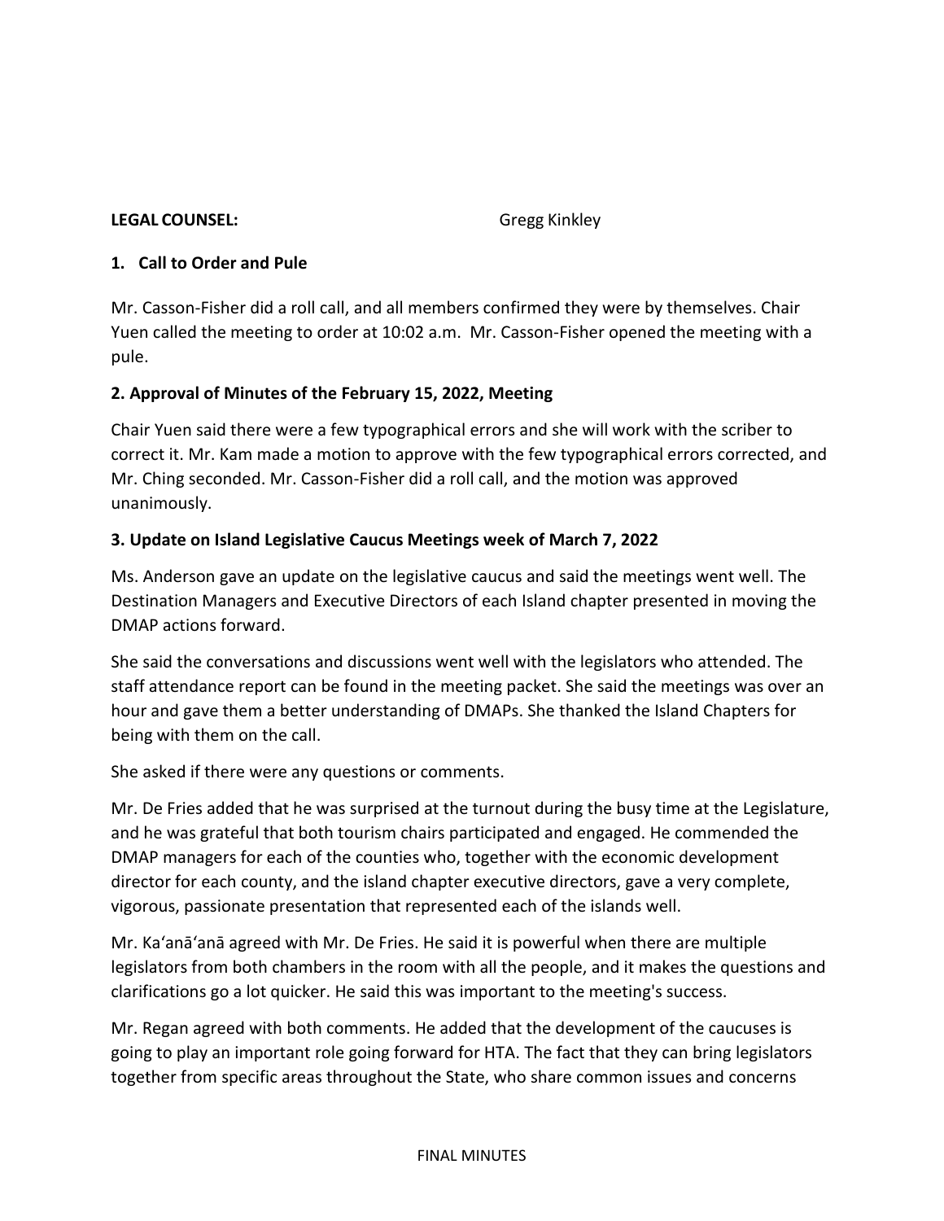**LEGAL COUNSEL:** Gregg Kinkley

## 1. Call to Order and Pule

Mr. Casson-Fisher did a roll call, and all members confirmed they were by themselves. Chair Yuen called the meeting to order at 10:02 a.m. Mr. Casson-Fisher opened the meeting with a pule.

## 2. Approval of Minutes of the February 15, 2022, Meeting

Chair Yuen said there were a few typographical errors and she will work with the scriber to correct it. Mr. Kam made a motion to approve with the few typographical errors corrected, and Mr. Ching seconded. Mr. Casson-Fisher did a roll call, and the motion was approved unanimously.

## 3. Update on Island Legislative Caucus Meetings week of March 7, 2022

Ms. Anderson gave an update on the legislative caucus and said the meetings went well. The Destination Managers and Executive Directors of each Island chapter presented in moving the DMAP actions forward.

She said the conversations and discussions went well with the legislators who attended. The staff attendance report can be found in the meeting packet. She said the meetings was over an hour and gave them a better understanding of DMAPs. She thanked the Island Chapters for being with them on the call.

She asked if there were any questions or comments.

Mr. De Fries added that he was surprised at the turnout during the busy time at the Legislature, and he was grateful that both tourism chairs participated and engaged. He commended the DMAP managers for each of the counties who, together with the economic development director for each county, and the island chapter executive directors, gave a very complete, vigorous, passionate presentation that represented each of the islands well.

Mr. Ka‘anā‘anā agreed with Mr. De Fries. He said it is powerful when there are multiple legislators from both chambers in the room with all the people, and it makes the questions and clarifications go a lot quicker. He said this was important to the meeting's success.

Mr. Regan agreed with both comments. He added that the development of the caucuses is going to play an important role going forward for HTA. The fact that they can bring legislators together from specific areas throughout the State, who share common issues and concerns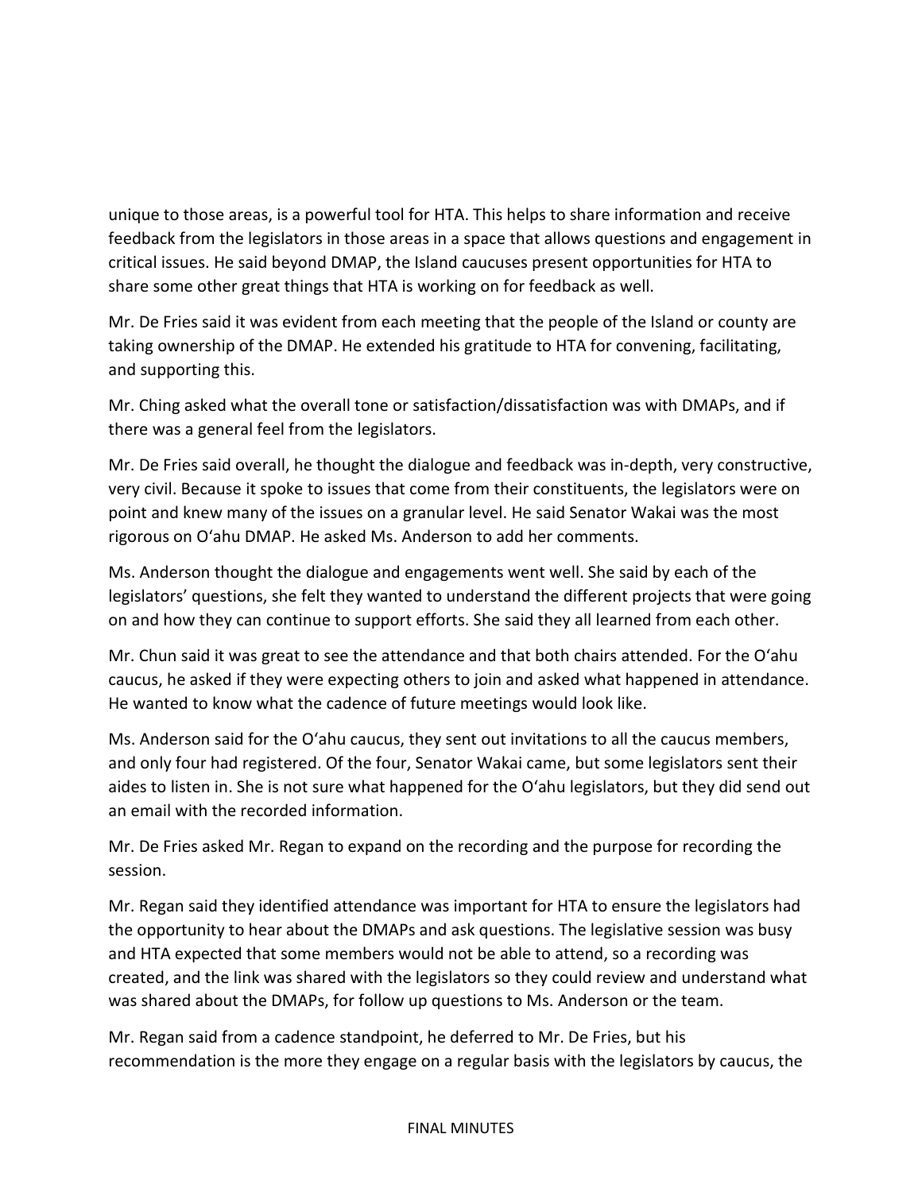unique to those areas, is a powerful tool for HTA. This helps to share information and receive feedback from the legislators in those areas in a space that allows questions and engagement in critical issues. He said beyond DMAP, the Island caucuses present opportunities for HTA to share some other great things that HTA is working on for feedback as well.

Mr. De Fries said it was evident from each meeting that the people of the Island or county are taking ownership of the DMAP. He extended his gratitude to HTA for convening, facilitating, and supporting this.

Mr. Ching asked what the overall tone or satisfaction/dissatisfaction was with DMAPs, and if there was a general feel from the legislators.

Mr. De Fries said overall, he thought the dialogue and feedback was in-depth, very constructive, very civil. Because it spoke to issues that come from their constituents, the legislators were on point and knew many of the issues on a granular level. He said Senator Wakai was the most rigorous on Oʻahu DMAP. He asked Ms. Anderson to add her comments.

Ms. Anderson thought the dialogue and engagements went well. She said by each of the legislators' questions, she felt they wanted to understand the different projects that were going on and how they can continue to support efforts. She said they all learned from each other.

Mr. Chun said it was great to see the attendance and that both chairs attended. For the Oʻahu caucus, he asked if they were expecting others to join and asked what happened in attendance. He wanted to know what the cadence of future meetings would look like.

Ms. Anderson said for the Oʻahu caucus, they sent out invitations to all the caucus members, and only four had registered. Of the four, Senator Wakai came, but some legislators sent their aides to listen in. She is not sure what happened for the Oʻahu legislators, but they did send out an email with the recorded information.

Mr. De Fries asked Mr. Regan to expand on the recording and the purpose for recording the session.

Mr. Regan said they identified attendance was important for HTA to ensure the legislators had the opportunity to hear about the DMAPs and ask questions. The legislative session was busy and HTA expected that some members would not be able to attend, so a recording was created, and the link was shared with the legislators so they could review and understand what was shared about the DMAPs, for follow up questions to Ms. Anderson or the team.

Mr. Regan said from a cadence standpoint, he deferred to Mr. De Fries, but his recommendation is the more they engage on a regular basis with the legislators by caucus, the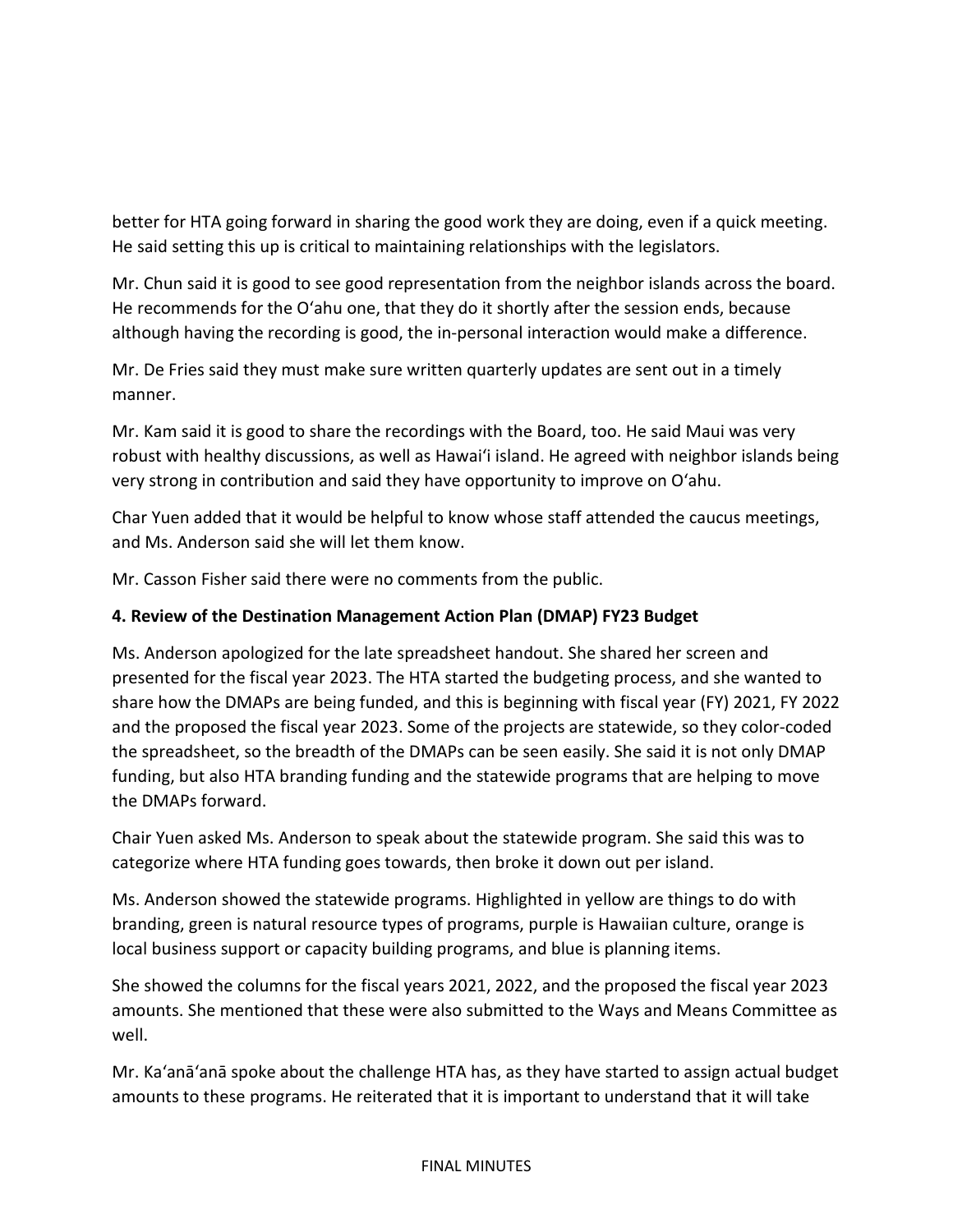better for HTA going forward in sharing the good work they are doing, even if a quick meeting. He said setting this up is critical to maintaining relationships with the legislators.

Mr. Chun said it is good to see good representation from the neighbor islands across the board. He recommends for the Oʻahu one, that they do it shortly after the session ends, because although having the recording is good, the in-personal interaction would make a difference.

Mr. De Fries said they must make sure written quarterly updates are sent out in a timely manner.

Mr. Kam said it is good to share the recordings with the Board, too. He said Maui was very robust with healthy discussions, as well as Hawaiʻi island. He agreed with neighbor islands being very strong in contribution and said they have opportunity to improve on Oʻahu.

Char Yuen added that it would be helpful to know whose staff attended the caucus meetings, and Ms. Anderson said she will let them know.

Mr. Casson Fisher said there were no comments from the public.

**4. Review of the Destination Management Action Plan (DMAP) FY23 Budget**

Ms. Anderson apologized for the late spreadsheet handout. She shared her screen and presented for the fiscal year 2023. The HTA started the budgeting process, and she wanted to share how the DMAPs are being funded, and this is beginning with fiscal year (FY) 2021, FY 2022 and the proposed the fiscal year 2023. Some of the projects are statewide, so they color-coded the spreadsheet, so the breadth of the DMAPs can be seen easily. She said it is not only DMAP funding, but also HTA branding funding and the statewide programs that are helping to move the DMAPs forward.

Chair Yuen asked Ms. Anderson to speak about the statewide program. She said this was to categorize where HTA funding goes towards, then broke it down out per island.

Ms. Anderson showed the statewide programs. Highlighted in yellow are things to do with branding, green is natural resource types of programs, purple is Hawaiian culture, orange is local business support or capacity building programs, and blue is planning items.

She showed the columns for the fiscal years 2021, 2022, and the proposed the fiscal year 2023 amounts. She mentioned that these were also submitted to the Ways and Means Committee as well.

Mr. Kaʻanāʻanā spoke about the challenge HTA has, as they have started to assign actual budget amounts to these programs. He reiterated that it is important to understand that it will take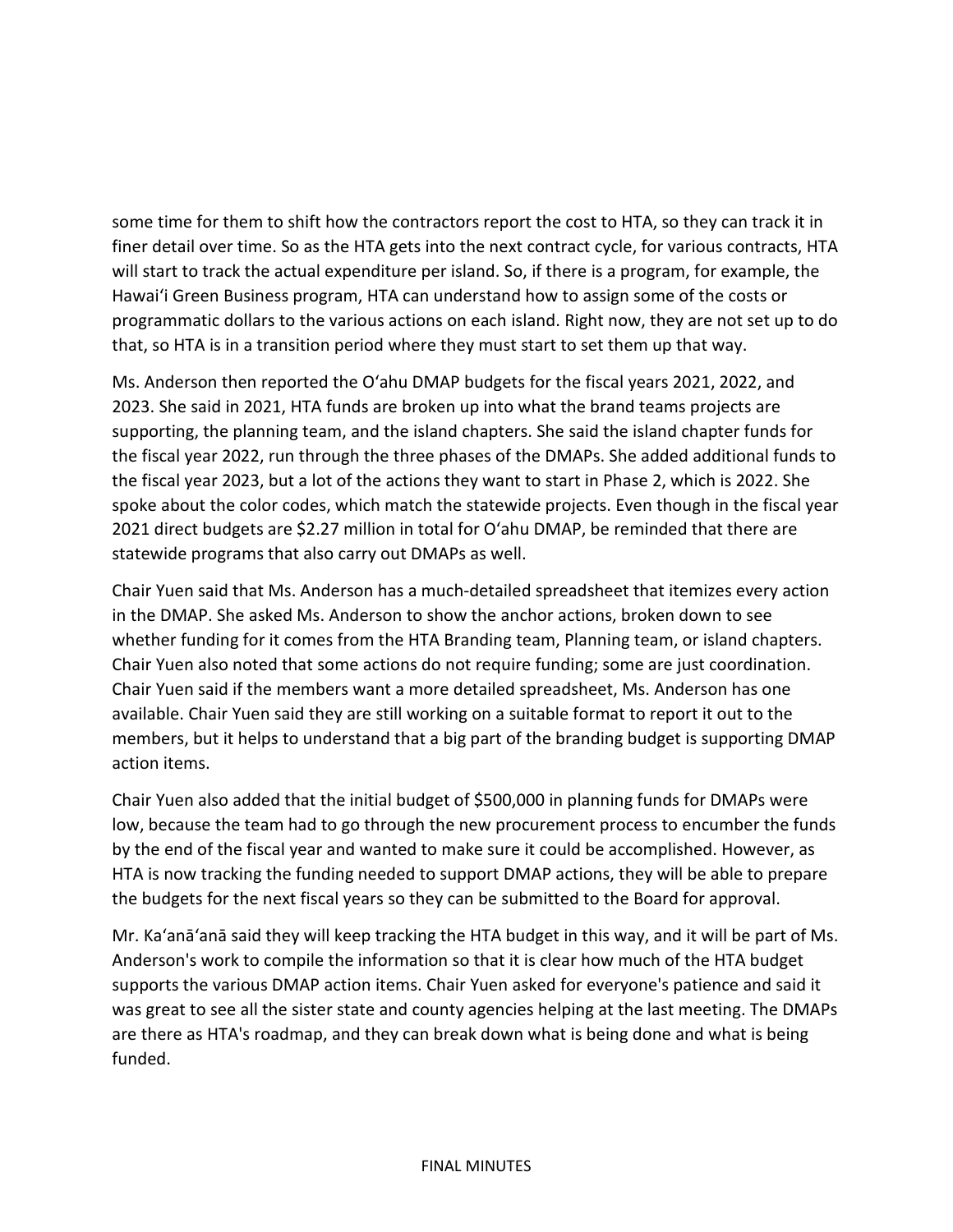some time for them to shift how the contractors report the cost to HTA, so they can track it in finer detail over time. So as the HTA gets into the next contract cycle, for various contracts, HTA will start to track the actual expenditure per island. So, if there is a program, for example, the Hawaiʻi Green Business program, HTA can understand how to assign some of the costs or programmatic dollars to the various actions on each island. Right now, they are not set up to do that, so HTA is in a transition period where they must start to set them up that way.

Ms. Anderson then reported the Oʻahu DMAP budgets for the fiscal years 2021, 2022, and 2023. She said in 2021, HTA funds are broken up into what the brand teams projects are supporting, the planning team, and the island chapters. She said the island chapter funds for the fiscal year 2022, run through the three phases of the DMAPs. She added additional funds to the fiscal year 2023, but a lot of the actions they want to start in Phase 2, which is 2022. She spoke about the color codes, which match the statewide projects. Even though in the fiscal year 2021 direct budgets are $2.27 million in total for Oʻahu DMAP, be reminded that there are statewide programs that also carry out DMAPs as well.

Chair Yuen said that Ms. Anderson has a much-detailed spreadsheet that itemizes every action in the DMAP. She asked Ms. Anderson to show the anchor actions, broken down to see whether funding for it comes from the HTA Branding team, Planning team, or island chapters. Chair Yuen also noted that some actions do not require funding; some are just coordination. Chair Yuen said if the members want a more detailed spreadsheet, Ms. Anderson has one available. Chair Yuen said they are still working on a suitable format to report it out to the members, but it helps to understand that a big part of the branding budget is supporting DMAP action items.

Chair Yuen also added that the initial budget of $500,000 in planning funds for DMAPs were low, because the team had to go through the new procurement process to encumber the funds by the end of the fiscal year and wanted to make sure it could be accomplished. However, as HTA is now tracking the funding needed to support DMAP actions, they will be able to prepare the budgets for the next fiscal years so they can be submitted to the Board for approval.

Mr. Kaʻanāʻanā said they will keep tracking the HTA budget in this way, and it will be part of Ms. Anderson's work to compile the information so that it is clear how much of the HTA budget supports the various DMAP action items. Chair Yuen asked for everyone's patience and said it was great to see all the sister state and county agencies helping at the last meeting. The DMAPs are there as HTA's roadmap, and they can break down what is being done and what is being funded.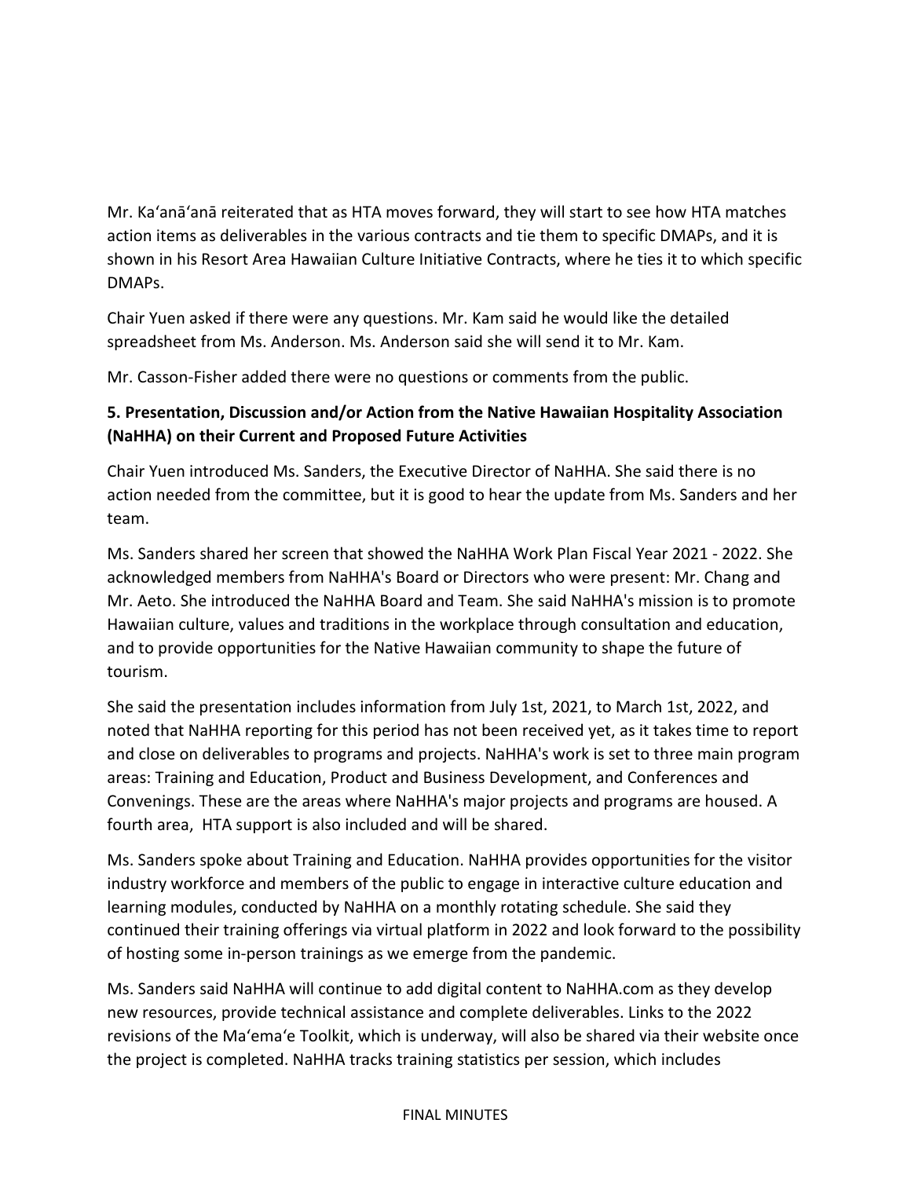Mr. Kaʻanāʻanā reiterated that as HTA moves forward, they will start to see how HTA matches action items as deliverables in the various contracts and tie them to specific DMAPs, and it is shown in his Resort Area Hawaiian Culture Initiative Contracts, where he ties it to which specific DMAPs.

Chair Yuen asked if there were any questions. Mr. Kam said he would like the detailed spreadsheet from Ms. Anderson. Ms. Anderson said she will send it to Mr. Kam.

Mr. Casson-Fisher added there were no questions or comments from the public.

**5. Presentation, Discussion and/or Action from the Native Hawaiian Hospitality Association (NaHHA) on their Current and Proposed Future Activities**

Chair Yuen introduced Ms. Sanders, the Executive Director of NaHHA. She said there is no action needed from the committee, but it is good to hear the update from Ms. Sanders and her team.

Ms. Sanders shared her screen that showed the NaHHA Work Plan Fiscal Year 2021 - 2022. She acknowledged members from NaHHA's Board or Directors who were present: Mr. Chang and Mr. Aeto. She introduced the NaHHA Board and Team. She said NaHHA's mission is to promote Hawaiian culture, values and traditions in the workplace through consultation and education, and to provide opportunities for the Native Hawaiian community to shape the future of tourism.

She said the presentation includes information from July 1st, 2021, to March 1st, 2022, and noted that NaHHA reporting for this period has not been received yet, as it takes time to report and close on deliverables to programs and projects. NaHHA's work is set to three main program areas: Training and Education, Product and Business Development, and Conferences and Convenings. These are the areas where NaHHA's major projects and programs are housed. A fourth area, HTA support is also included and will be shared.

Ms. Sanders spoke about Training and Education. NaHHA provides opportunities for the visitor industry workforce and members of the public to engage in interactive culture education and learning modules, conducted by NaHHA on a monthly rotating schedule. She said they continued their training offerings via virtual platform in 2022 and look forward to the possibility of hosting some in-person trainings as we emerge from the pandemic.

Ms. Sanders said NaHHA will continue to add digital content to NaHHA.com as they develop new resources, provide technical assistance and complete deliverables. Links to the 2022 revisions of the Maʻemaʻe Toolkit, which is underway, will also be shared via their website once the project is completed. NaHHA tracks training statistics per session, which includes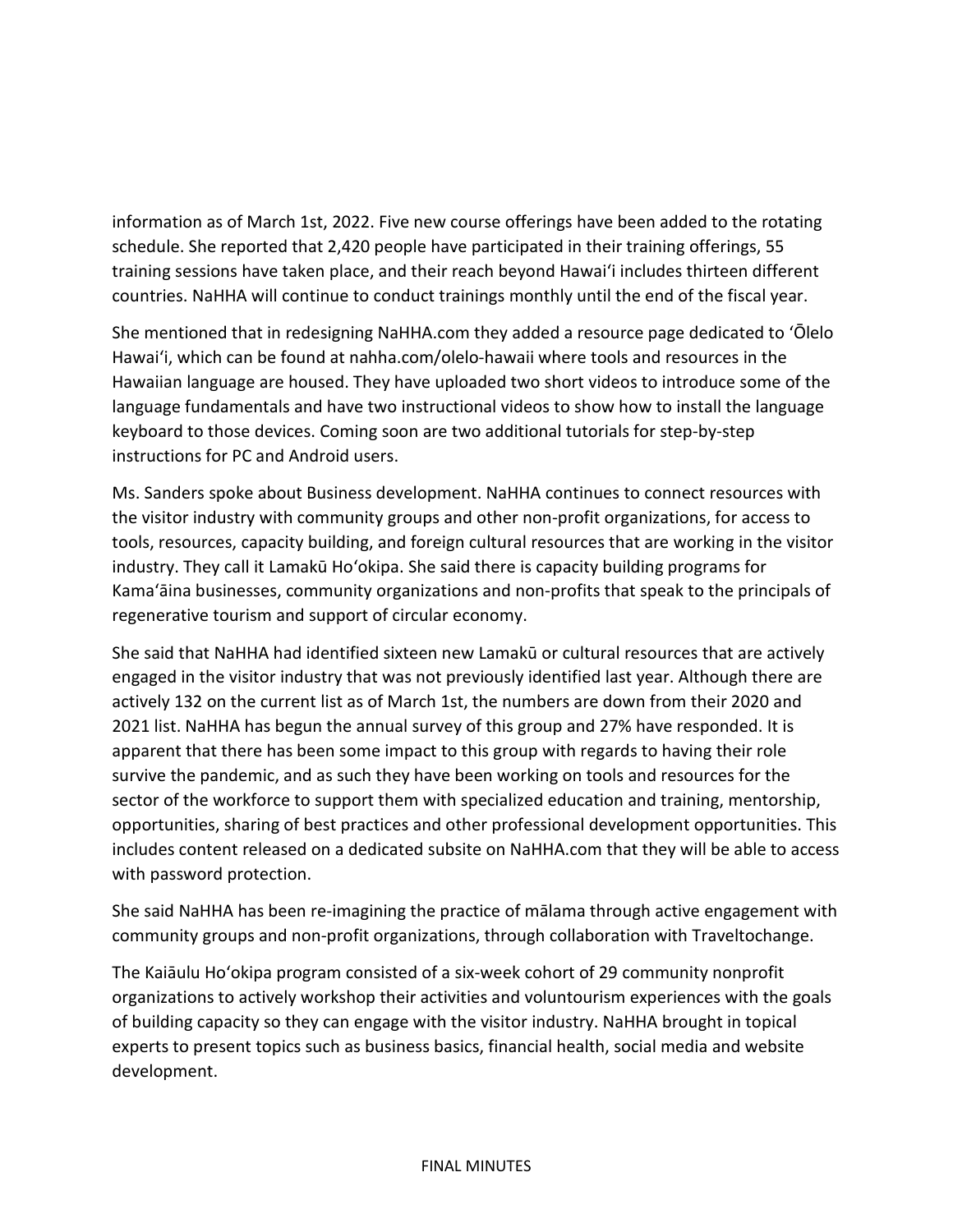information as of March 1st, 2022. Five new course offerings have been added to the rotating schedule. She reported that 2,420 people have participated in their training offerings, 55 training sessions have taken place, and their reach beyond Hawaiʻi includes thirteen different countries. NaHHA will continue to conduct trainings monthly until the end of the fiscal year.

She mentioned that in redesigning NaHHA.com they added a resource page dedicated to ʻŌlelo Hawaiʻi, which can be found at nahha.com/olelo-hawaii where tools and resources in the Hawaiian language are housed. They have uploaded two short videos to introduce some of the language fundamentals and have two instructional videos to show how to install the language keyboard to those devices. Coming soon are two additional tutorials for step-by-step instructions for PC and Android users.

Ms. Sanders spoke about Business development. NaHHA continues to connect resources with the visitor industry with community groups and other non-profit organizations, for access to tools, resources, capacity building, and foreign cultural resources that are working in the visitor industry. They call it Lamakū Hoʻokipa. She said there is capacity building programs for Kamaʻāina businesses, community organizations and non-profits that speak to the principals of regenerative tourism and support of circular economy.

She said that NaHHA had identified sixteen new Lamakū or cultural resources that are actively engaged in the visitor industry that was not previously identified last year. Although there are actively 132 on the current list as of March 1st, the numbers are down from their 2020 and 2021 list. NaHHA has begun the annual survey of this group and 27% have responded. It is apparent that there has been some impact to this group with regards to having their role survive the pandemic, and as such they have been working on tools and resources for the sector of the workforce to support them with specialized education and training, mentorship, opportunities, sharing of best practices and other professional development opportunities. This includes content released on a dedicated subsite on NaHHA.com that they will be able to access with password protection.

She said NaHHA has been re-imagining the practice of mālama through active engagement with community groups and non-profit organizations, through collaboration with Traveltochange.

The Kaiāulu Hoʻokipa program consisted of a six-week cohort of 29 community nonprofit organizations to actively workshop their activities and voluntourism experiences with the goals of building capacity so they can engage with the visitor industry. NaHHA brought in topical experts to present topics such as business basics, financial health, social media and website development.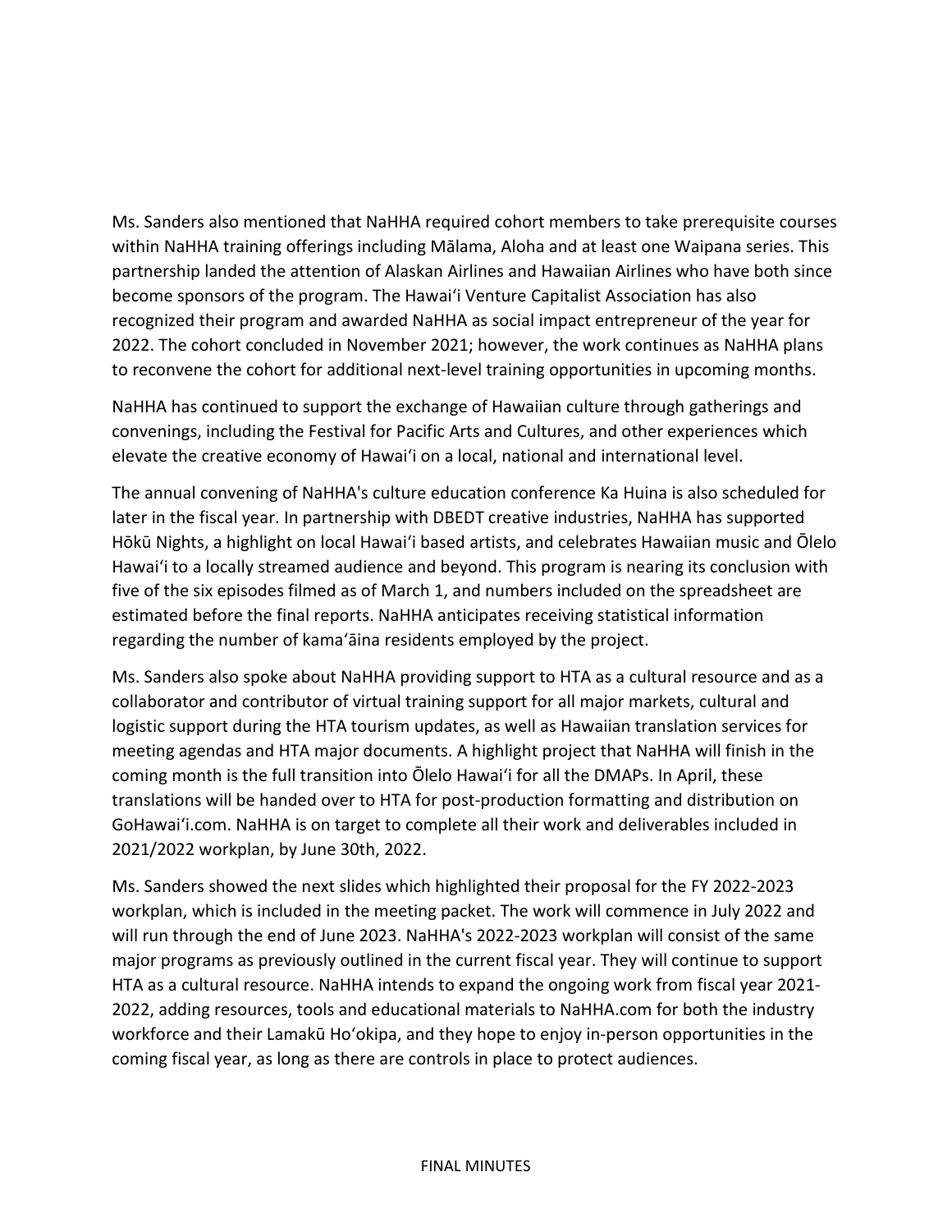Ms. Sanders also mentioned that NaHHA required cohort members to take prerequisite courses within NaHHA training offerings including Mālama, Aloha and at least one Waipana series. This partnership landed the attention of Alaskan Airlines and Hawaiian Airlines who have both since become sponsors of the program. The Hawaiʻi Venture Capitalist Association has also recognized their program and awarded NaHHA as social impact entrepreneur of the year for 2022. The cohort concluded in November 2021; however, the work continues as NaHHA plans to reconvene the cohort for additional next-level training opportunities in upcoming months.

NaHHA has continued to support the exchange of Hawaiian culture through gatherings and convenings, including the Festival for Pacific Arts and Cultures, and other experiences which elevate the creative economy of Hawaiʻi on a local, national and international level.

The annual convening of NaHHA's culture education conference Ka Huina is also scheduled for later in the fiscal year. In partnership with DBEDT creative industries, NaHHA has supported Hōkū Nights, a highlight on local Hawaiʻi based artists, and celebrates Hawaiian music and Ōlelo Hawaiʻi to a locally streamed audience and beyond. This program is nearing its conclusion with five of the six episodes filmed as of March 1, and numbers included on the spreadsheet are estimated before the final reports. NaHHA anticipates receiving statistical information regarding the number of kamaʻāina residents employed by the project.

Ms. Sanders also spoke about NaHHA providing support to HTA as a cultural resource and as a collaborator and contributor of virtual training support for all major markets, cultural and logistic support during the HTA tourism updates, as well as Hawaiian translation services for meeting agendas and HTA major documents. A highlight project that NaHHA will finish in the coming month is the full transition into Ōlelo Hawaiʻi for all the DMAPs. In April, these translations will be handed over to HTA for post-production formatting and distribution on GoHawaiʻi.com. NaHHA is on target to complete all their work and deliverables included in 2021/2022 workplan, by June 30th, 2022.

Ms. Sanders showed the next slides which highlighted their proposal for the FY 2022-2023 workplan, which is included in the meeting packet. The work will commence in July 2022 and will run through the end of June 2023. NaHHA's 2022-2023 workplan will consist of the same major programs as previously outlined in the current fiscal year. They will continue to support HTA as a cultural resource. NaHHA intends to expand the ongoing work from fiscal year 2021-2022, adding resources, tools and educational materials to NaHHA.com for both the industry workforce and their Lamakū Hoʻokipa, and they hope to enjoy in-person opportunities in the coming fiscal year, as long as there are controls in place to protect audiences.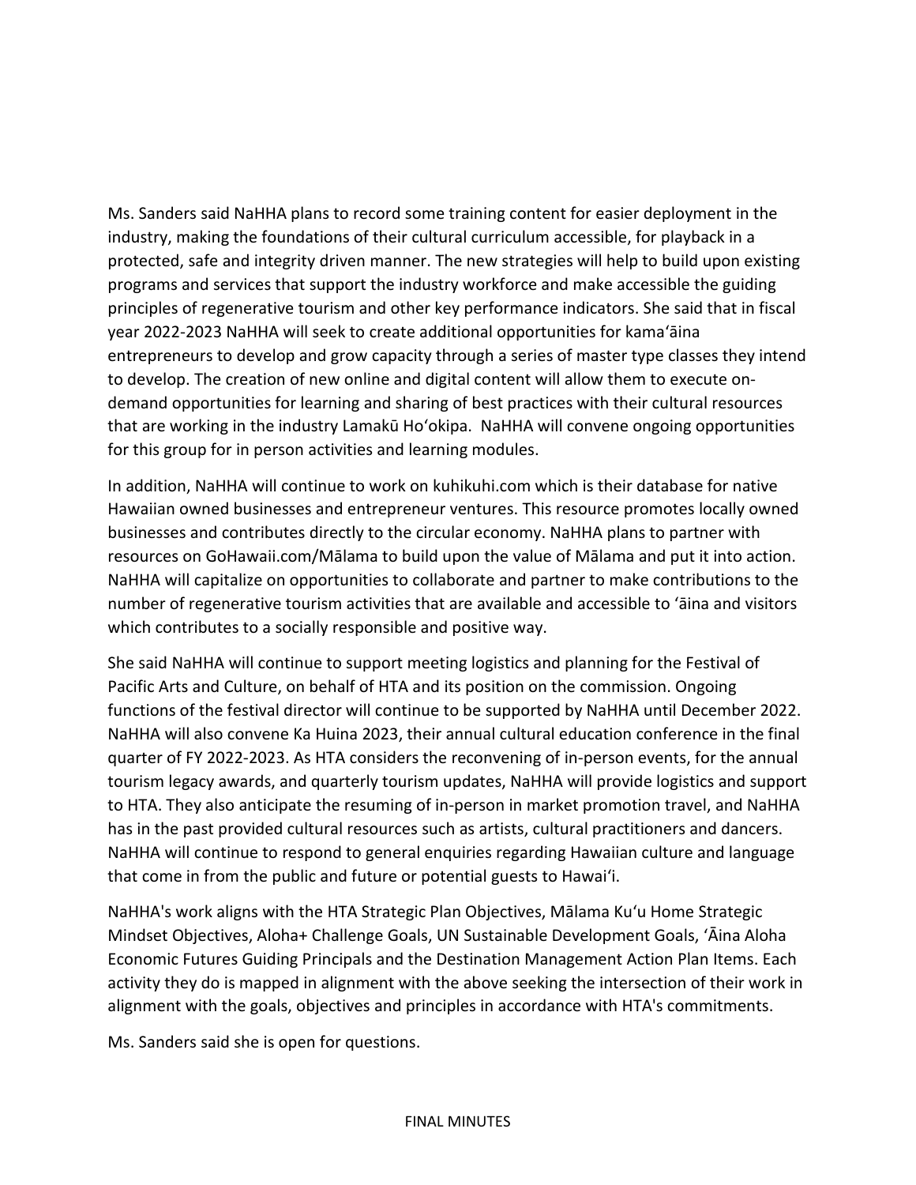Ms. Sanders said NaHHA plans to record some training content for easier deployment in the industry, making the foundations of their cultural curriculum accessible, for playback in a protected, safe and integrity driven manner. The new strategies will help to build upon existing programs and services that support the industry workforce and make accessible the guiding principles of regenerative tourism and other key performance indicators. She said that in fiscal year 2022-2023 NaHHA will seek to create additional opportunities for kamaʻāina entrepreneurs to develop and grow capacity through a series of master type classes they intend to develop. The creation of new online and digital content will allow them to execute on-demand opportunities for learning and sharing of best practices with their cultural resources that are working in the industry Lamakū Hoʻokipa. NaHHA will convene ongoing opportunities for this group for in person activities and learning modules.

In addition, NaHHA will continue to work on kuhikuhi.com which is their database for native Hawaiian owned businesses and entrepreneur ventures. This resource promotes locally owned businesses and contributes directly to the circular economy. NaHHA plans to partner with resources on GoHawaii.com/Mālama to build upon the value of Mālama and put it into action. NaHHA will capitalize on opportunities to collaborate and partner to make contributions to the number of regenerative tourism activities that are available and accessible to ʻāina and visitors which contributes to a socially responsible and positive way.

She said NaHHA will continue to support meeting logistics and planning for the Festival of Pacific Arts and Culture, on behalf of HTA and its position on the commission. Ongoing functions of the festival director will continue to be supported by NaHHA until December 2022. NaHHA will also convene Ka Huina 2023, their annual cultural education conference in the final quarter of FY 2022-2023. As HTA considers the reconvening of in-person events, for the annual tourism legacy awards, and quarterly tourism updates, NaHHA will provide logistics and support to HTA. They also anticipate the resuming of in-person in market promotion travel, and NaHHA has in the past provided cultural resources such as artists, cultural practitioners and dancers. NaHHA will continue to respond to general enquiries regarding Hawaiian culture and language that come in from the public and future or potential guests to Hawaiʻi.

NaHHA's work aligns with the HTA Strategic Plan Objectives, Mālama Kuʻu Home Strategic Mindset Objectives, Aloha+ Challenge Goals, UN Sustainable Development Goals, ʻĀina Aloha Economic Futures Guiding Principals and the Destination Management Action Plan Items. Each activity they do is mapped in alignment with the above seeking the intersection of their work in alignment with the goals, objectives and principles in accordance with HTA's commitments.

Ms. Sanders said she is open for questions.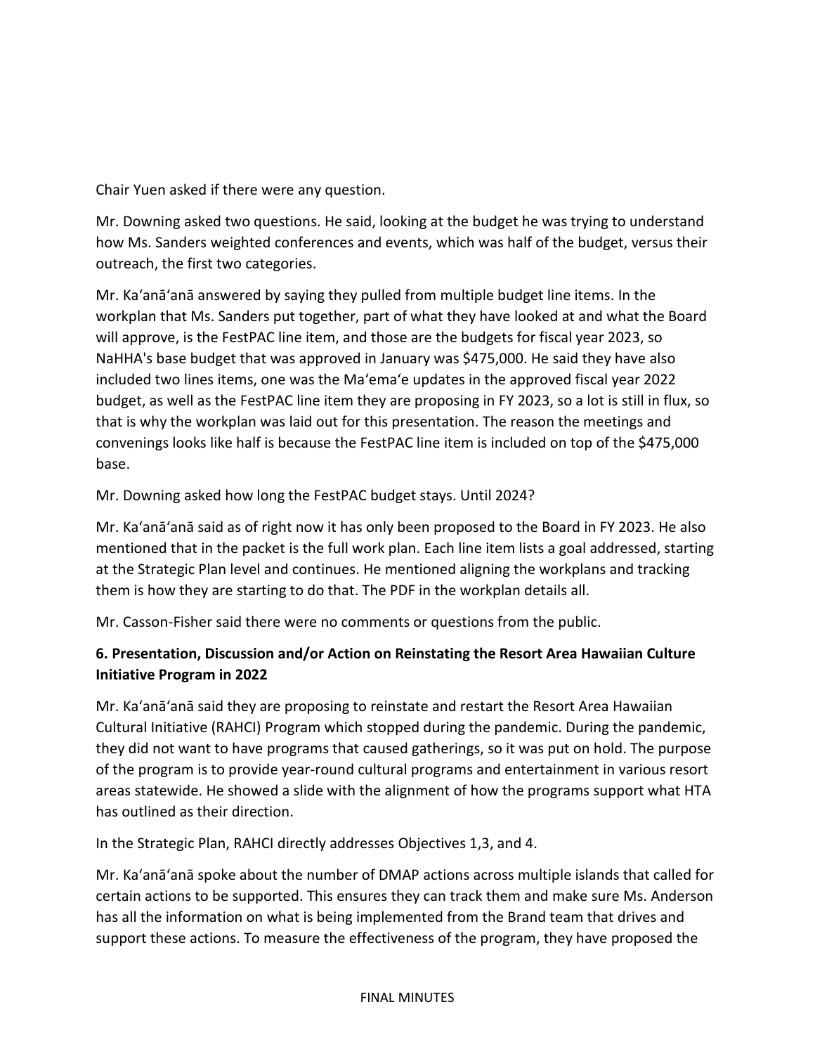Chair Yuen asked if there were any question.

Mr. Downing asked two questions. He said, looking at the budget he was trying to understand how Ms. Sanders weighted conferences and events, which was half of the budget, versus their outreach, the first two categories.

Mr. Ka'anā'anā answered by saying they pulled from multiple budget line items. In the workplan that Ms. Sanders put together, part of what they have looked at and what the Board will approve, is the FestPAC line item, and those are the budgets for fiscal year 2023, so NaHHA's base budget that was approved in January was $475,000. He said they have also included two lines items, one was the Ma'ema'e updates in the approved fiscal year 2022 budget, as well as the FestPAC line item they are proposing in FY 2023, so a lot is still in flux, so that is why the workplan was laid out for this presentation. The reason the meetings and convenings looks like half is because the FestPAC line item is included on top of the $475,000 base.

Mr. Downing asked how long the FestPAC budget stays. Until 2024?

Mr. Ka'anā'anā said as of right now it has only been proposed to the Board in FY 2023. He also mentioned that in the packet is the full work plan. Each line item lists a goal addressed, starting at the Strategic Plan level and continues. He mentioned aligning the workplans and tracking them is how they are starting to do that. The PDF in the workplan details all.

Mr. Casson-Fisher said there were no comments or questions from the public.

**6. Presentation, Discussion and/or Action on Reinstating the Resort Area Hawaiian Culture Initiative Program in 2022**

Mr. Ka'anā'anā said they are proposing to reinstate and restart the Resort Area Hawaiian Cultural Initiative (RAHCI) Program which stopped during the pandemic. During the pandemic, they did not want to have programs that caused gatherings, so it was put on hold. The purpose of the program is to provide year-round cultural programs and entertainment in various resort areas statewide. He showed a slide with the alignment of how the programs support what HTA has outlined as their direction.

In the Strategic Plan, RAHCI directly addresses Objectives 1,3, and 4.

Mr. Ka'anā'anā spoke about the number of DMAP actions across multiple islands that called for certain actions to be supported. This ensures they can track them and make sure Ms. Anderson has all the information on what is being implemented from the Brand team that drives and support these actions. To measure the effectiveness of the program, they have proposed the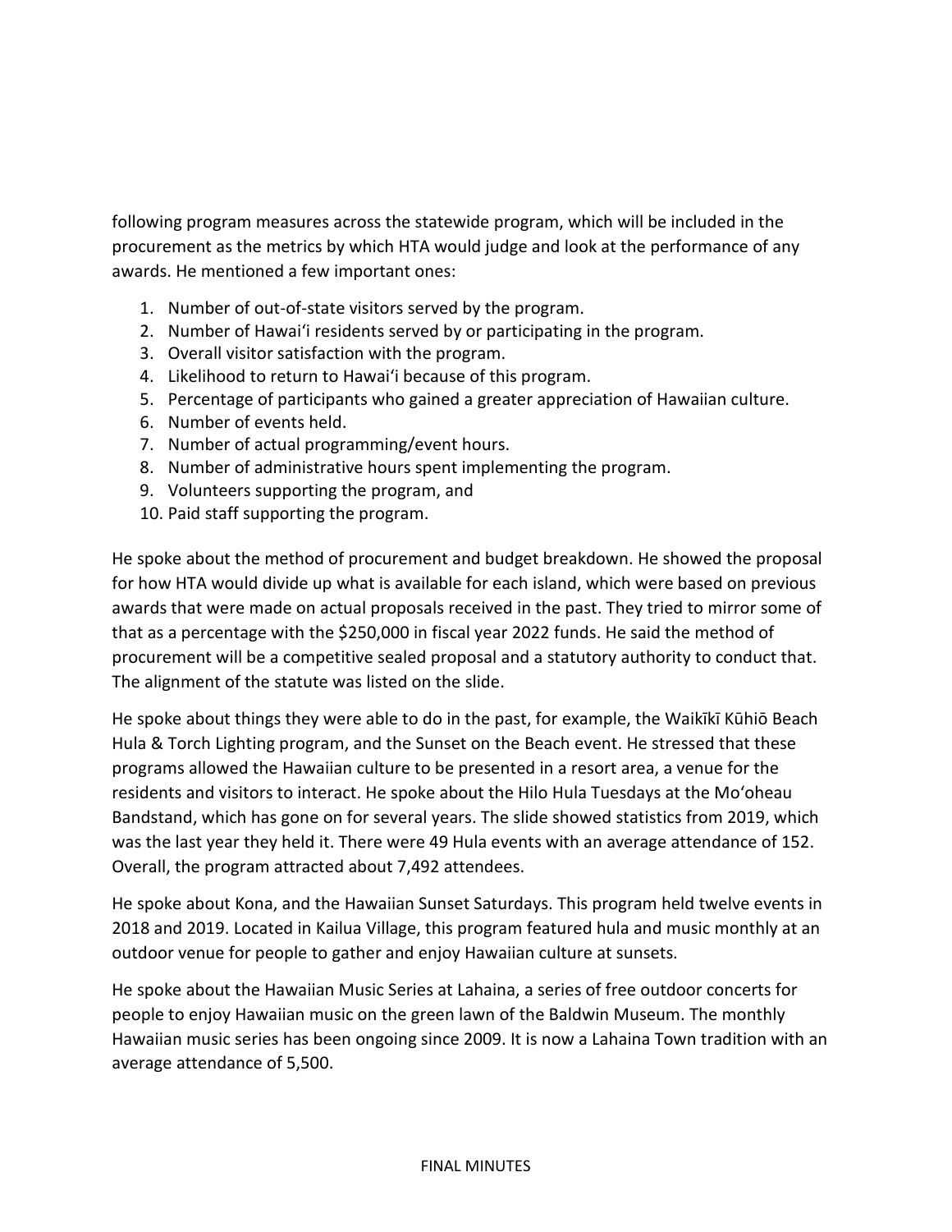following program measures across the statewide program, which will be included in the procurement as the metrics by which HTA would judge and look at the performance of any awards. He mentioned a few important ones:

1. Number of out-of-state visitors served by the program.
2. Number of Hawai'i residents served by or participating in the program.
3. Overall visitor satisfaction with the program.
4. Likelihood to return to Hawai'i because of this program.
5. Percentage of participants who gained a greater appreciation of Hawaiian culture.
6. Number of events held.
7. Number of actual programming/event hours.
8. Number of administrative hours spent implementing the program.
9. Volunteers supporting the program, and
10. Paid staff supporting the program.

He spoke about the method of procurement and budget breakdown. He showed the proposal for how HTA would divide up what is available for each island, which were based on previous awards that were made on actual proposals received in the past. They tried to mirror some of that as a percentage with the $250,000 in fiscal year 2022 funds. He said the method of procurement will be a competitive sealed proposal and a statutory authority to conduct that. The alignment of the statute was listed on the slide.

He spoke about things they were able to do in the past, for example, the Waikīkī Kūhiō Beach Hula & Torch Lighting program, and the Sunset on the Beach event. He stressed that these programs allowed the Hawaiian culture to be presented in a resort area, a venue for the residents and visitors to interact. He spoke about the Hilo Hula Tuesdays at the Mo'oheau Bandstand, which has gone on for several years. The slide showed statistics from 2019, which was the last year they held it. There were 49 Hula events with an average attendance of 152. Overall, the program attracted about 7,492 attendees.

He spoke about Kona, and the Hawaiian Sunset Saturdays. This program held twelve events in 2018 and 2019. Located in Kailua Village, this program featured hula and music monthly at an outdoor venue for people to gather and enjoy Hawaiian culture at sunsets.

He spoke about the Hawaiian Music Series at Lahaina, a series of free outdoor concerts for people to enjoy Hawaiian music on the green lawn of the Baldwin Museum. The monthly Hawaiian music series has been ongoing since 2009. It is now a Lahaina Town tradition with an average attendance of 5,500.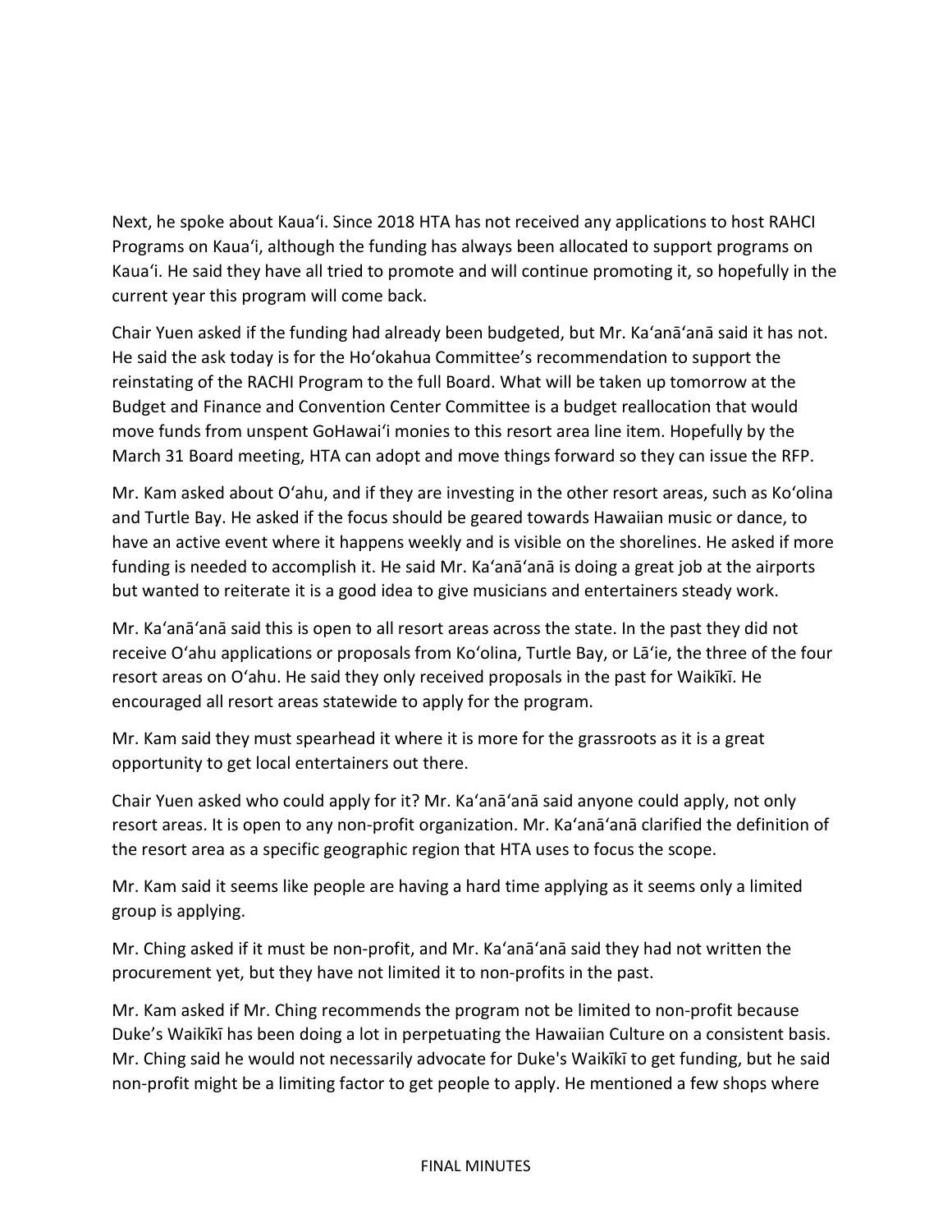Next, he spoke about Kauaʻi. Since 2018 HTA has not received any applications to host RAHCI Programs on Kauaʻi, although the funding has always been allocated to support programs on Kauaʻi. He said they have all tried to promote and will continue promoting it, so hopefully in the current year this program will come back.

Chair Yuen asked if the funding had already been budgeted, but Mr. Kaʻanāʻanā said it has not. He said the ask today is for the Hoʻokahua Committee's recommendation to support the reinstating of the RACHI Program to the full Board. What will be taken up tomorrow at the Budget and Finance and Convention Center Committee is a budget reallocation that would move funds from unspent GoHawaiʻi monies to this resort area line item. Hopefully by the March 31 Board meeting, HTA can adopt and move things forward so they can issue the RFP.

Mr. Kam asked about Oʻahu, and if they are investing in the other resort areas, such as Koʻolina and Turtle Bay. He asked if the focus should be geared towards Hawaiian music or dance, to have an active event where it happens weekly and is visible on the shorelines. He asked if more funding is needed to accomplish it. He said Mr. Kaʻanāʻanā is doing a great job at the airports but wanted to reiterate it is a good idea to give musicians and entertainers steady work.

Mr. Kaʻanāʻanā said this is open to all resort areas across the state. In the past they did not receive Oʻahu applications or proposals from Koʻolina, Turtle Bay, or Lāʻie, the three of the four resort areas on Oʻahu. He said they only received proposals in the past for Waikīkī. He encouraged all resort areas statewide to apply for the program.

Mr. Kam said they must spearhead it where it is more for the grassroots as it is a great opportunity to get local entertainers out there.

Chair Yuen asked who could apply for it? Mr. Kaʻanāʻanā said anyone could apply, not only resort areas. It is open to any non-profit organization. Mr. Kaʻanāʻanā clarified the definition of the resort area as a specific geographic region that HTA uses to focus the scope.

Mr. Kam said it seems like people are having a hard time applying as it seems only a limited group is applying.

Mr. Ching asked if it must be non-profit, and Mr. Kaʻanāʻanā said they had not written the procurement yet, but they have not limited it to non-profits in the past.

Mr. Kam asked if Mr. Ching recommends the program not be limited to non-profit because Duke's Waikīkī has been doing a lot in perpetuating the Hawaiian Culture on a consistent basis. Mr. Ching said he would not necessarily advocate for Duke's Waikīkī to get funding, but he said non-profit might be a limiting factor to get people to apply. He mentioned a few shops where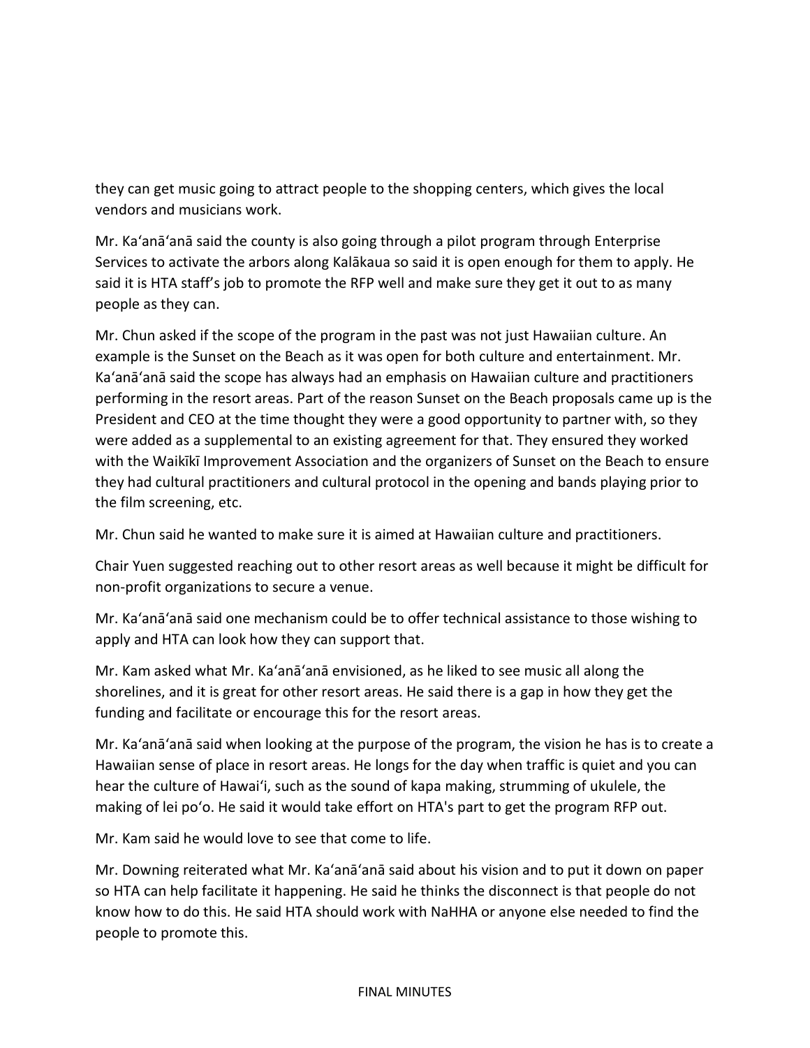they can get music going to attract people to the shopping centers, which gives the local vendors and musicians work.

Mr. Kaʻanāʻanā said the county is also going through a pilot program through Enterprise Services to activate the arbors along Kalākaua so said it is open enough for them to apply. He said it is HTA staff's job to promote the RFP well and make sure they get it out to as many people as they can.

Mr. Chun asked if the scope of the program in the past was not just Hawaiian culture. An example is the Sunset on the Beach as it was open for both culture and entertainment. Mr. Kaʻanāʻanā said the scope has always had an emphasis on Hawaiian culture and practitioners performing in the resort areas. Part of the reason Sunset on the Beach proposals came up is the President and CEO at the time thought they were a good opportunity to partner with, so they were added as a supplemental to an existing agreement for that. They ensured they worked with the Waikīkī Improvement Association and the organizers of Sunset on the Beach to ensure they had cultural practitioners and cultural protocol in the opening and bands playing prior to the film screening, etc.

Mr. Chun said he wanted to make sure it is aimed at Hawaiian culture and practitioners.

Chair Yuen suggested reaching out to other resort areas as well because it might be difficult for non-profit organizations to secure a venue.

Mr. Kaʻanāʻanā said one mechanism could be to offer technical assistance to those wishing to apply and HTA can look how they can support that.

Mr. Kam asked what Mr. Kaʻanāʻanā envisioned, as he liked to see music all along the shorelines, and it is great for other resort areas. He said there is a gap in how they get the funding and facilitate or encourage this for the resort areas.

Mr. Kaʻanāʻanā said when looking at the purpose of the program, the vision he has is to create a Hawaiian sense of place in resort areas. He longs for the day when traffic is quiet and you can hear the culture of Hawaiʻi, such as the sound of kapa making, strumming of ukulele, the making of lei poʻo. He said it would take effort on HTA's part to get the program RFP out.

Mr. Kam said he would love to see that come to life.

Mr. Downing reiterated what Mr. Kaʻanāʻanā said about his vision and to put it down on paper so HTA can help facilitate it happening. He said he thinks the disconnect is that people do not know how to do this. He said HTA should work with NaHHA or anyone else needed to find the people to promote this.

FINAL MINUTES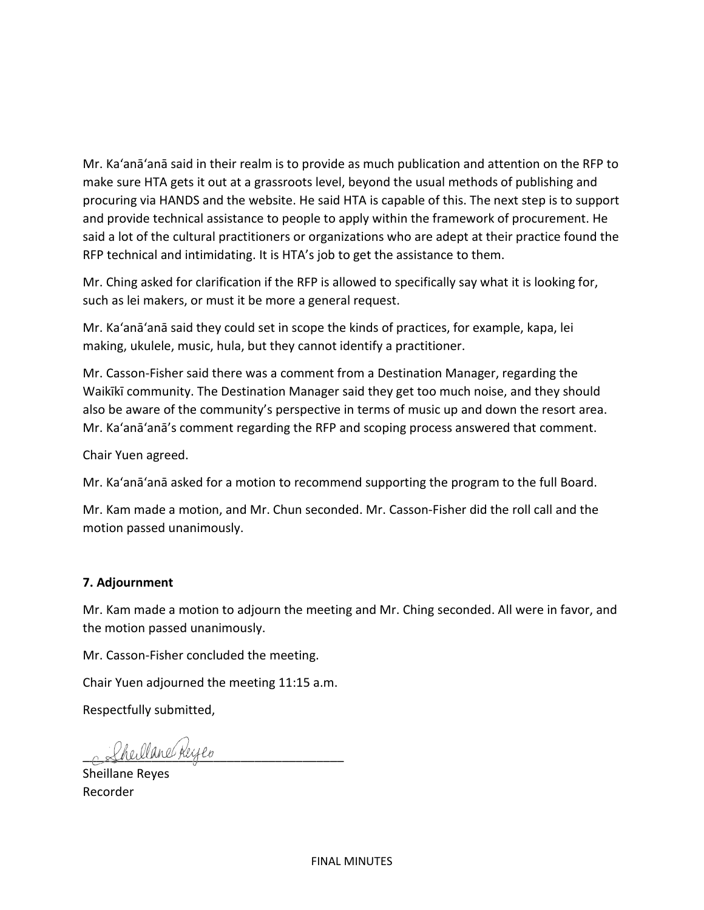Mr. Ka'anā'anā said in their realm is to provide as much publication and attention on the RFP to make sure HTA gets it out at a grassroots level, beyond the usual methods of publishing and procuring via HANDS and the website. He said HTA is capable of this. The next step is to support and provide technical assistance to people to apply within the framework of procurement. He said a lot of the cultural practitioners or organizations who are adept at their practice found the RFP technical and intimidating. It is HTA's job to get the assistance to them.

Mr. Ching asked for clarification if the RFP is allowed to specifically say what it is looking for, such as lei makers, or must it be more a general request.

Mr. Ka'anā'anā said they could set in scope the kinds of practices, for example, kapa, lei making, ukulele, music, hula, but they cannot identify a practitioner.

Mr. Casson-Fisher said there was a comment from a Destination Manager, regarding the Waikīkī community. The Destination Manager said they get too much noise, and they should also be aware of the community's perspective in terms of music up and down the resort area. Mr. Ka'anā'anā's comment regarding the RFP and scoping process answered that comment.

Chair Yuen agreed.

Mr. Ka'anā'anā asked for a motion to recommend supporting the program to the full Board.

Mr. Kam made a motion, and Mr. Chun seconded. Mr. Casson-Fisher did the roll call and the motion passed unanimously.

**7. Adjournment**

Mr. Kam made a motion to adjourn the meeting and Mr. Ching seconded. All were in favor, and the motion passed unanimously.

Mr. Casson-Fisher concluded the meeting.

Chair Yuen adjourned the meeting 11:15 a.m.

Respectfully submitted,

Sheillane Reyes
Recorder

FINAL MINUTES